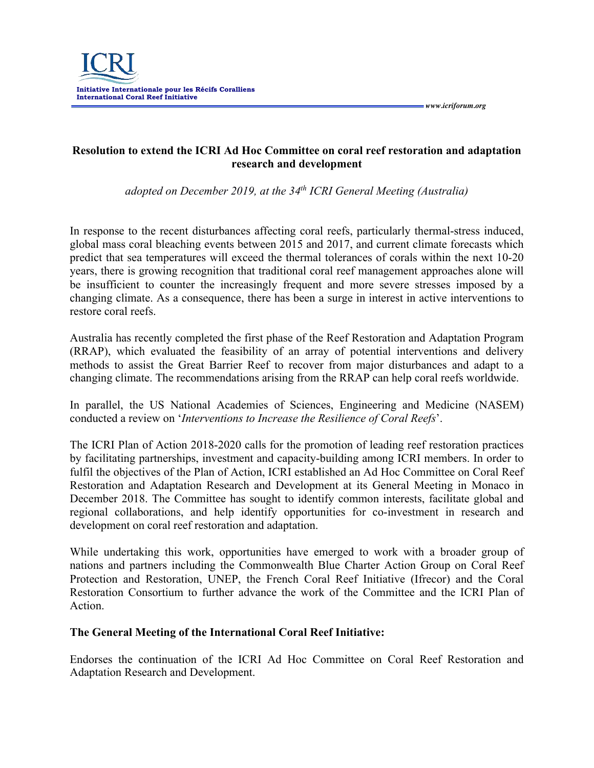# Resolution to extend the ICRI Ad Hoc Committee on coral reef restoration and adaptation research and development

*adopted on December 2019, at the 34th ICRI General Meeting (Australia)*

In response to the recent disturbances affecting coral reefs, particularly thermal-stress induced, global mass coral bleaching events between 2015 and 2017, and current climate forecasts which predict that sea temperatures will exceed the thermal tolerances of corals within the next 10-20 years, there is growing recognition that traditional coral reef management approaches alone will be insufficient to counter the increasingly frequent and more severe stresses imposed by a changing climate. As a consequence, there has been a surge in interest in active interventions to restore coral reefs.

Australia has recently completed the first phase of the Reef Restoration and Adaptation Program (RRAP), which evaluated the feasibility of an array of potential interventions and delivery methods to assist the Great Barrier Reef to recover from major disturbances and adapt to a changing climate. The recommendations arising from the RRAP can help coral reefs worldwide.

In parallel, the US National Academies of Sciences, Engineering and Medicine (NASEM) conducted a review on '*Interventions to Increase the Resilience of Coral Reefs*'.

The ICRI Plan of Action 2018-2020 calls for the promotion of leading reef restoration practices by facilitating partnerships, investment and capacity-building among ICRI members. In order to fulfil the objectives of the Plan of Action, ICRI established an Ad Hoc Committee on Coral Reef Restoration and Adaptation Research and Development at its General Meeting in Monaco in December 2018. The Committee has sought to identify common interests, facilitate global and regional collaborations, and help identify opportunities for co-investment in research and development on coral reef restoration and adaptation.

While undertaking this work, opportunities have emerged to work with a broader group of nations and partners including the Commonwealth Blue Charter Action Group on Coral Reef Protection and Restoration, UNEP, the French Coral Reef Initiative (Ifrecor) and the Coral Restoration Consortium to further advance the work of the Committee and the ICRI Plan of Action.

**The General Meeting of the International Coral Reef Initiative:**

Endorses the continuation of the ICRI Ad Hoc Committee on Coral Reef Restoration and Adaptation Research and Development.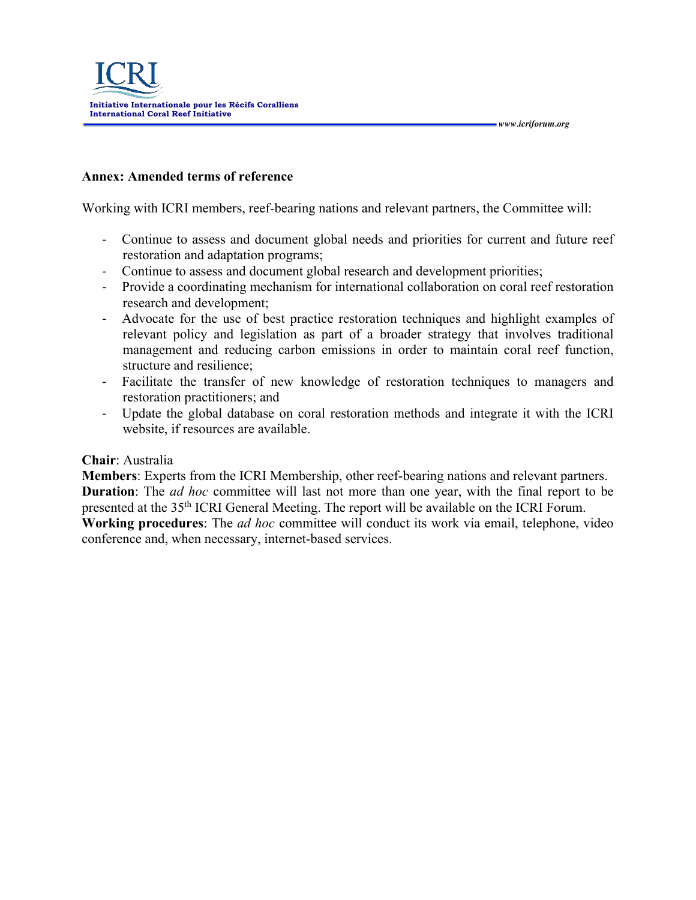**Annex: Amended terms of reference**

Working with ICRI members, reef-bearing nations and relevant partners, the Committee will:

- Continue to assess and document global needs and priorities for current and future reef restoration and adaptation programs;
- Continue to assess and document global research and development priorities;
- Provide a coordinating mechanism for international collaboration on coral reef restoration research and development;
- Advocate for the use of best practice restoration techniques and highlight examples of relevant policy and legislation as part of a broader strategy that involves traditional management and reducing carbon emissions in order to maintain coral reef function, structure and resilience;
- Facilitate the transfer of new knowledge of restoration techniques to managers and restoration practitioners; and
- Update the global database on coral restoration methods and integrate it with the ICRI website, if resources are available.

**Chair**: Australia
**Members**: Experts from the ICRI Membership, other reef-bearing nations and relevant partners.
**Duration**: The *ad hoc* committee will last not more than one year, with the final report to be presented at the 35th ICRI General Meeting. The report will be available on the ICRI Forum.
**Working procedures**: The *ad hoc* committee will conduct its work via email, telephone, video conference and, when necessary, internet-based services.